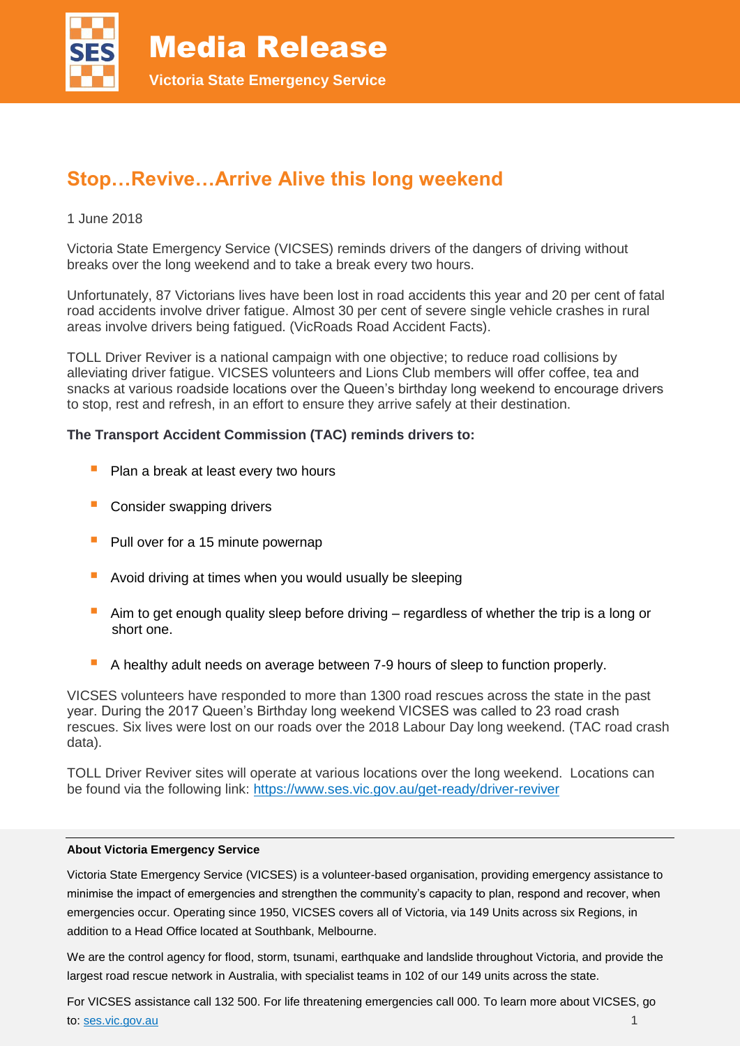# Media Release

**Victoria State Emergency Service**

## Stop…Revive…Arrive Alive this long weekend

1 June 2018

Victoria State Emergency Service (VICSES) reminds drivers of the dangers of driving without breaks over the long weekend and to take a break every two hours.

Unfortunately, 87 Victorians lives have been lost in road accidents this year and 20 per cent of fatal road accidents involve driver fatigue. Almost 30 per cent of severe single vehicle crashes in rural areas involve drivers being fatigued. (VicRoads Road Accident Facts).

TOLL Driver Reviver is a national campaign with one objective; to reduce road collisions by alleviating driver fatigue. VICSES volunteers and Lions Club members will offer coffee, tea and snacks at various roadside locations over the Queen's birthday long weekend to encourage drivers to stop, rest and refresh, in an effort to ensure they arrive safely at their destination.

**The Transport Accident Commission (TAC) reminds drivers to:**

- Plan a break at least every two hours
- Consider swapping drivers
- Pull over for a 15 minute powernap
- Avoid driving at times when you would usually be sleeping
- Aim to get enough quality sleep before driving – regardless of whether the trip is a long or short one.
- A healthy adult needs on average between 7-9 hours of sleep to function properly.

VICSES volunteers have responded to more than 1300 road rescues across the state in the past year. During the 2017 Queen's Birthday long weekend VICSES was called to 23 road crash rescues. Six lives were lost on our roads over the 2018 Labour Day long weekend. (TAC road crash data).

TOLL Driver Reviver sites will operate at various locations over the long weekend. Locations can be found via the following link: https://www.ses.vic.gov.au/get-ready/driver-reviver

---

**About Victoria Emergency Service**

Victoria State Emergency Service (VICSES) is a volunteer-based organisation, providing emergency assistance to minimise the impact of emergencies and strengthen the community's capacity to plan, respond and recover, when emergencies occur. Operating since 1950, VICSES covers all of Victoria, via 149 Units across six Regions, in addition to a Head Office located at Southbank, Melbourne.

We are the control agency for flood, storm, tsunami, earthquake and landslide throughout Victoria, and provide the largest road rescue network in Australia, with specialist teams in 102 of our 149 units across the state.

For VICSES assistance call 132 500. For life threatening emergencies call 000. To learn more about VICSES, go to: ses.vic.gov.au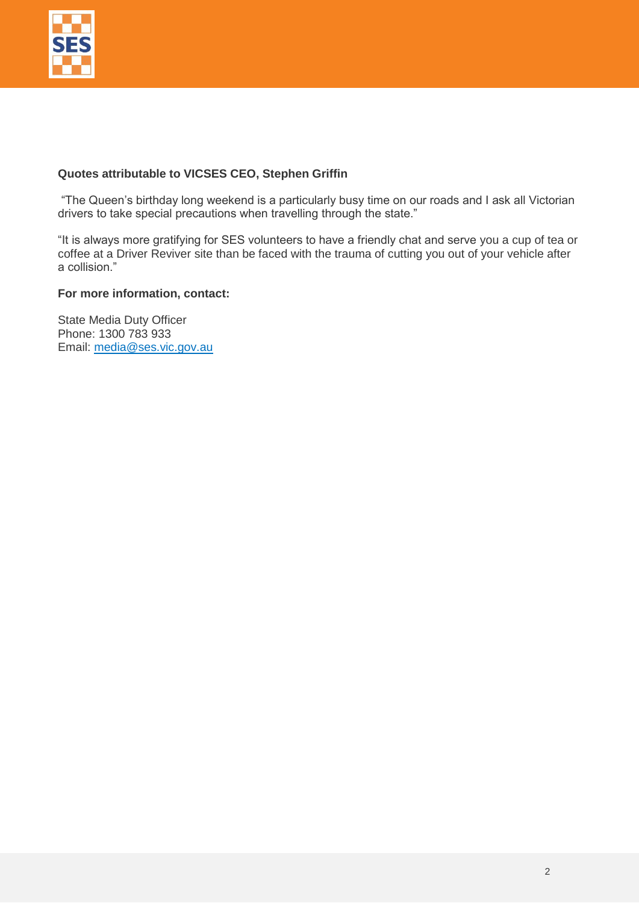**Quotes attributable to VICSES CEO, Stephen Griffin**

"The Queen's birthday long weekend is a particularly busy time on our roads and I ask all Victorian drivers to take special precautions when travelling through the state."

"It is always more gratifying for SES volunteers to have a friendly chat and serve you a cup of tea or coffee at a Driver Reviver site than be faced with the trauma of cutting you out of your vehicle after a collision."

**For more information, contact:**

State Media Duty Officer
Phone: 1300 783 933
Email: media@ses.vic.gov.au